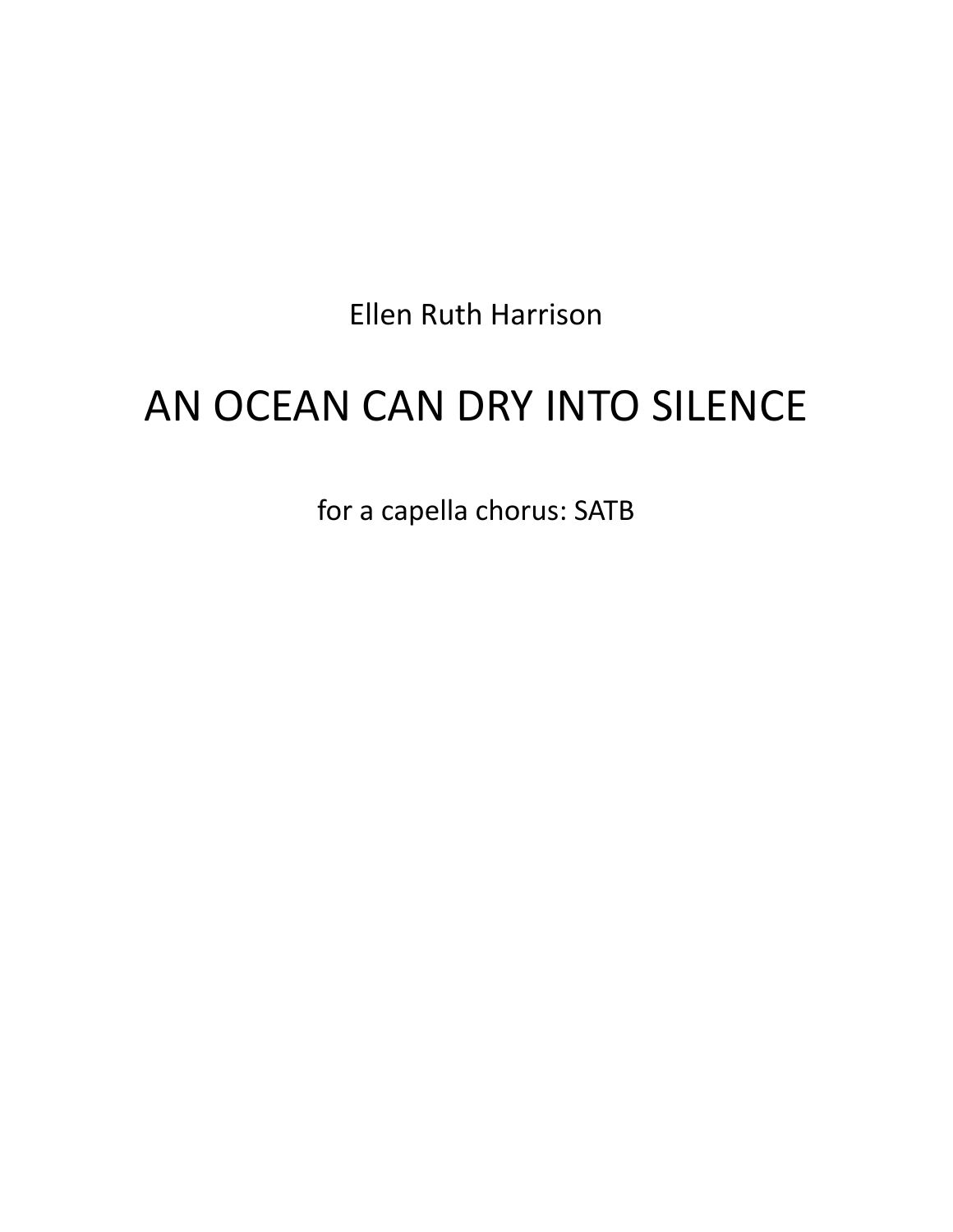Ellen Ruth Harrison

# AN OCEAN CAN DRY INTO SILENCE

for a capella chorus: SATB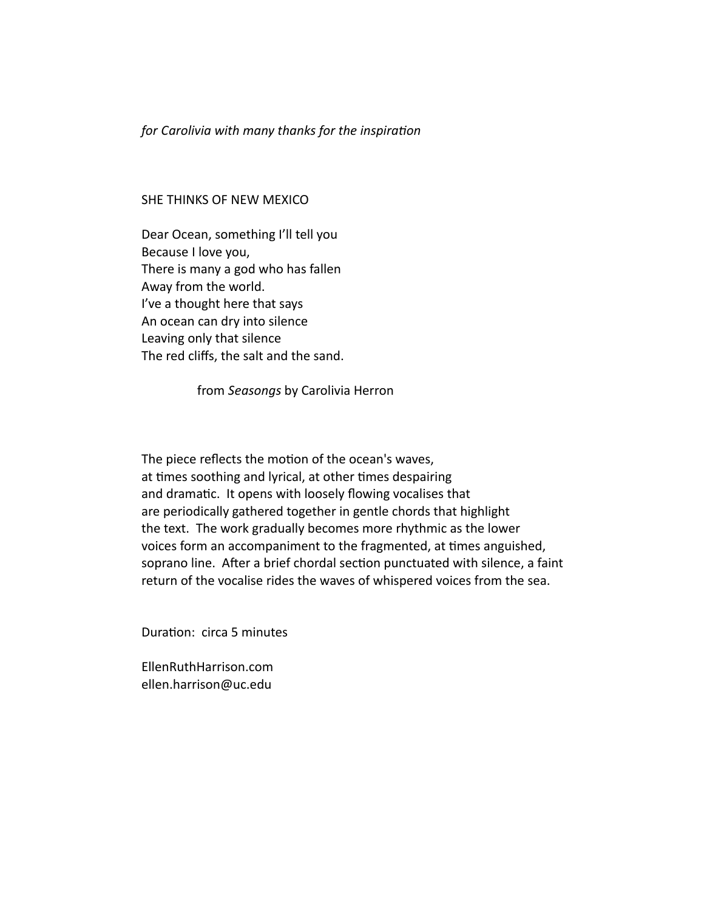*for Carolivia with many thanks for the inspiration*

## SHE THINKS OF NEW MEXICO

Dear Ocean, something I'll tell you  
Because I love you,  
There is many a god who has fallen  
Away from the world.  
I've a thought here that says  
An ocean can dry into silence  
Leaving only that silence  
The red cliffs, the salt and the sand.

from *Seasongs* by Carolivia Herron

The piece reflects the motion of the ocean's waves, at times soothing and lyrical, at other times despairing and dramatic. It opens with loosely flowing vocalises that are periodically gathered together in gentle chords that highlight the text. The work gradually becomes more rhythmic as the lower voices form an accompaniment to the fragmented, at times anguished, soprano line. After a brief chordal section punctuated with silence, a faint return of the vocalise rides the waves of whispered voices from the sea.

Duration: circa 5 minutes

EllenRuthHarrison.com  
ellen.harrison@uc.edu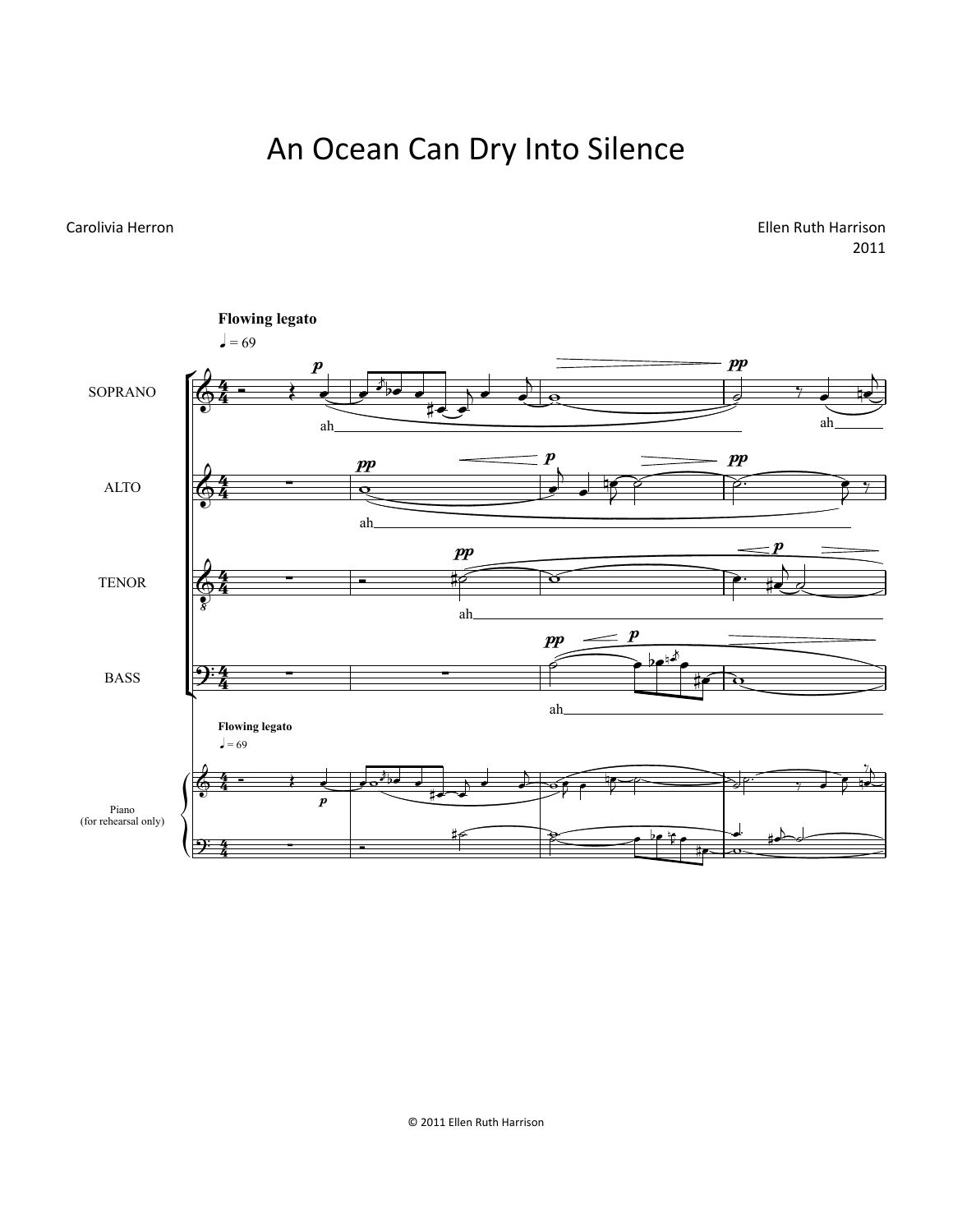# An Ocean Can Dry Into Silence

Carolivia Herron

Ellen Ruth Harrison
2011

© 2011 Ellen Ruth Harrison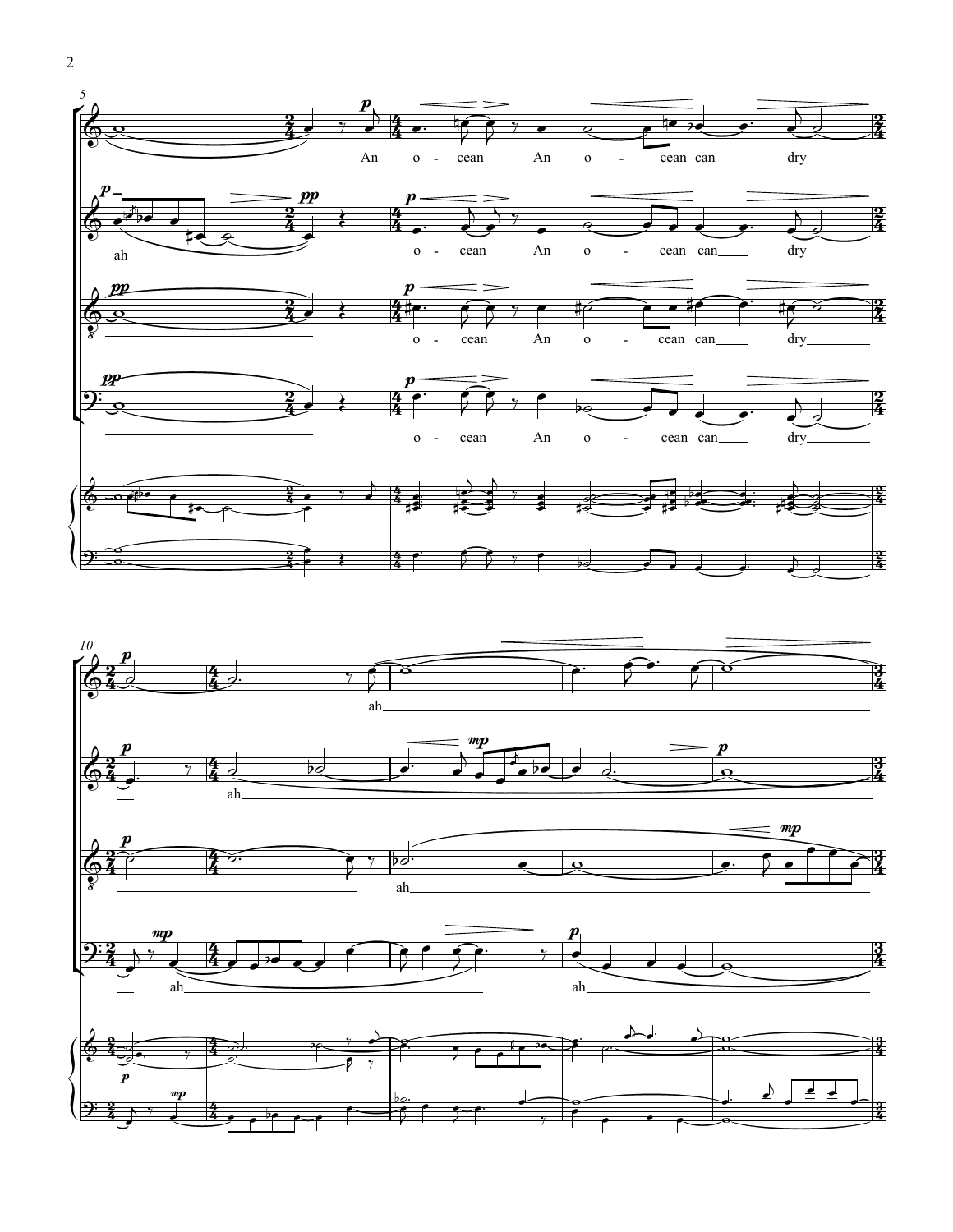An o - cean An o - cean can dry

ah o - cean An o - cean can dry

o - cean An o - cean can dry

o - cean An o - cean can dry

ah

ah

ah

ah ah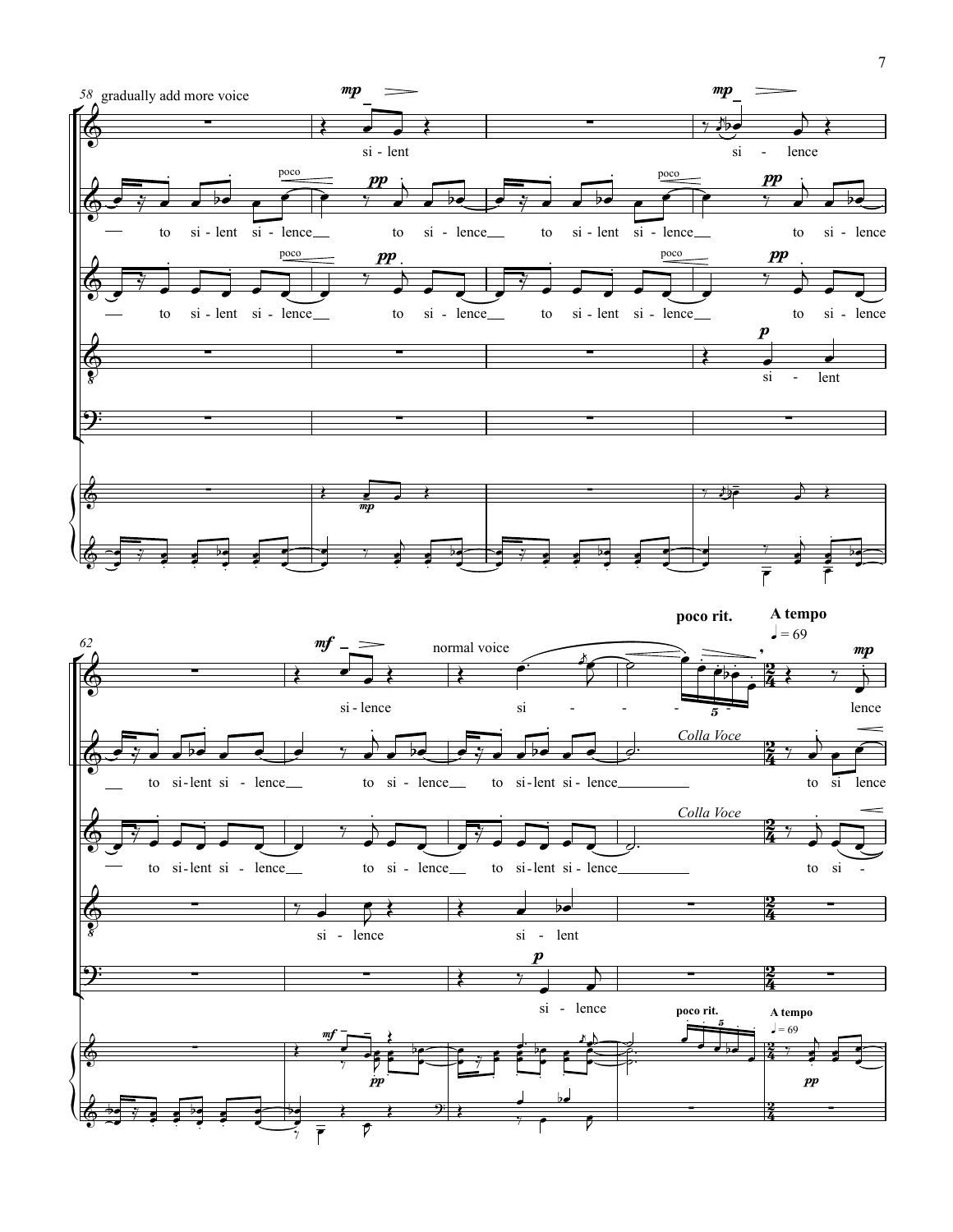58 gradually add more voice

si - lent

si - lence

to si - lent si - lence to si - lence to si - lent si - lence to si - lence

to si - lent si - lence to si - lence to si - lent si - lence to si - lence

si - lent

62

normal voice

poco rit.

A tempo

♩ = 69

si - lence si - - - - lence

Colla Voce

to si - lent si - lence to si - lence to si - lent si - lence to si lence

Colla Voce

to si - lent si - lence to si - lence to si - lent si - lence to si -

si - lence si - lent

si - lence

poco rit.

A tempo

♩ = 69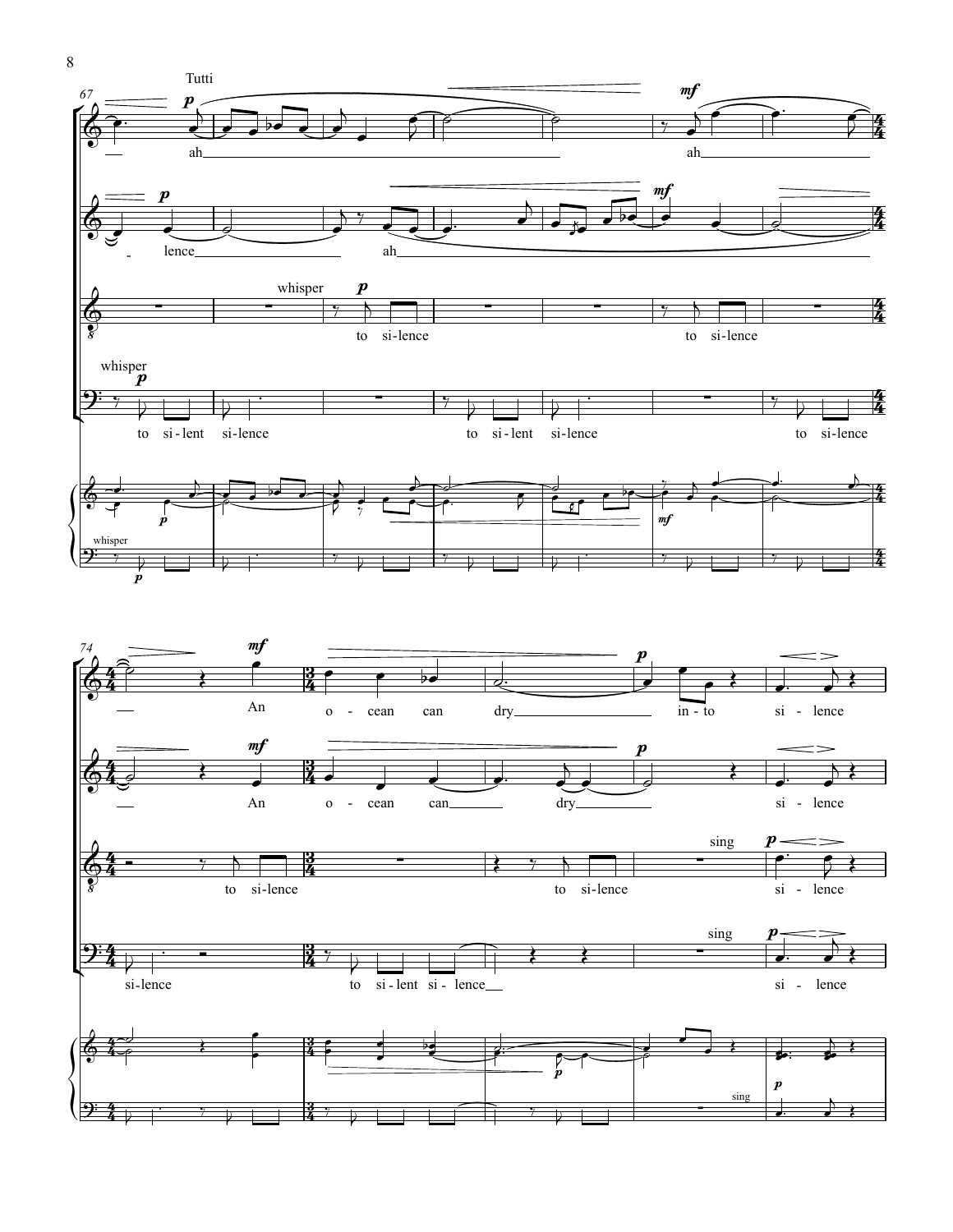Tutti

ah ah

lence ah

whisper

to si-lence to si-lence

whisper

to si-lent si-lence to si-lent si-lence to si-lence

whisper

An o - cean can dry in - to si - lence

An o - cean can dry si - lence

to si-lence to si-lence

sing

si - lence

si-lence to si-lent si - lence

sing

si - lence

sing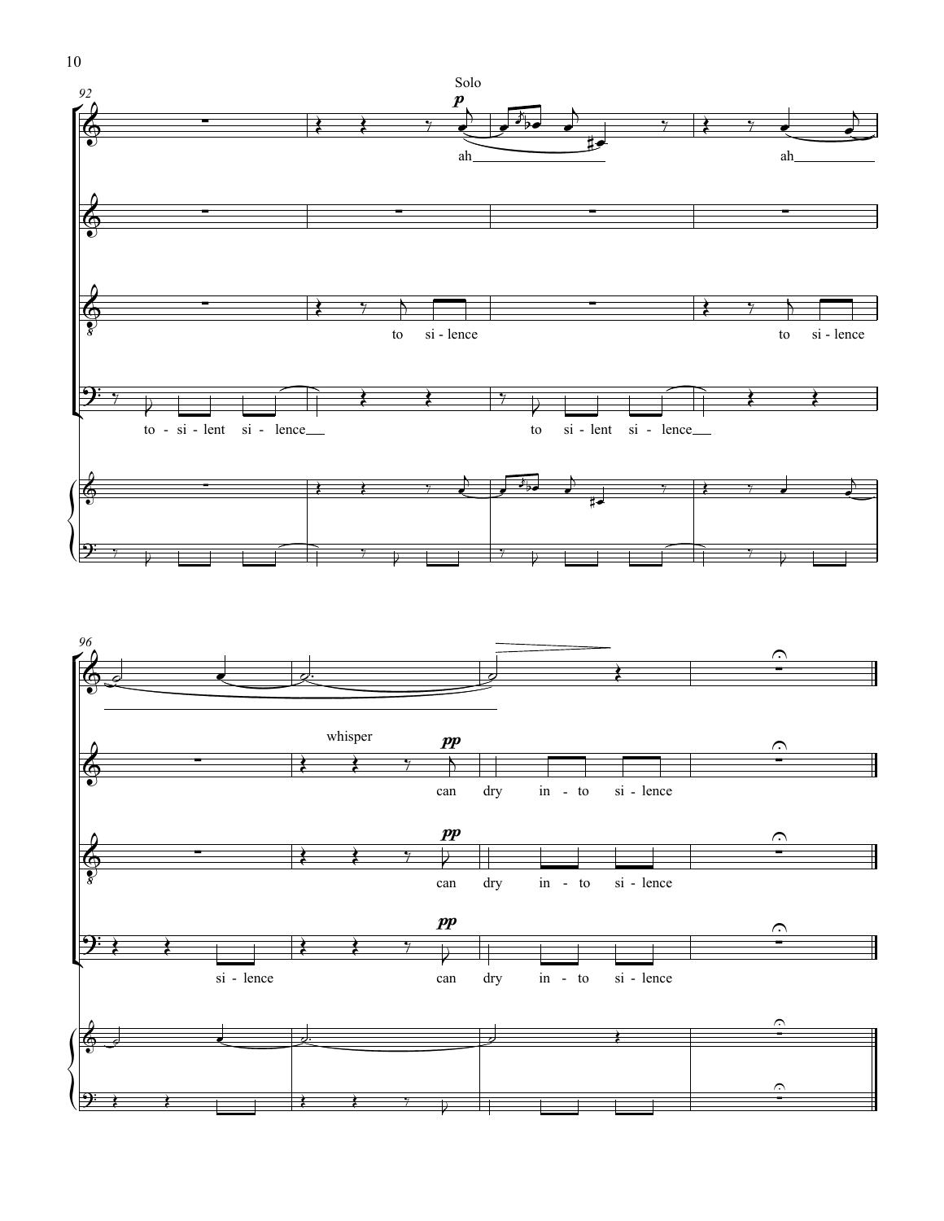Solo

*p*

ah

ah

to si - lence

to si - lence

to - si - lent si - lence

to si - lent si - lence

whisper

*pp*

can dry in - to si - lence

*pp*

can dry in - to si - lence

si - lence

*pp*

can dry in - to si - lence